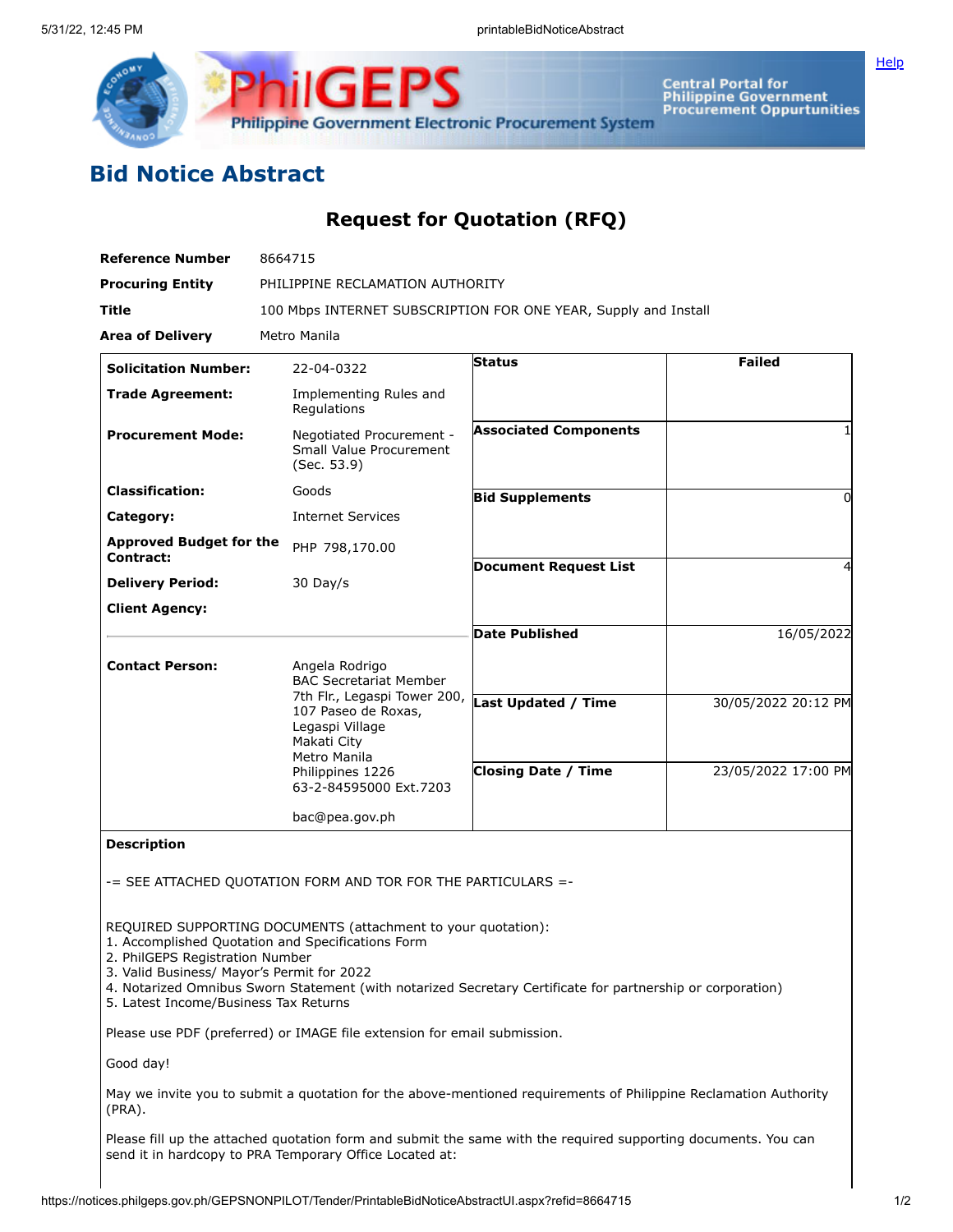# Bid Notice Abstract

## Request for Quotation (RFQ)

| | |
|---|---|
| **Reference Number** | 8664715 |
| **Procuring Entity** | PHILIPPINE RECLAMATION AUTHORITY |
| **Title** | 100 Mbps INTERNET SUBSCRIPTION FOR ONE YEAR, Supply and Install |
| **Area of Delivery** | Metro Manila |

| | | | |
|---|---|---|---|
| **Solicitation Number:** | 22-04-0322 | **Status** | Failed |
| **Trade Agreement:** | Implementing Rules and Regulations | | |
| **Procurement Mode:** | Negotiated Procurement - Small Value Procurement (Sec. 53.9) | **Associated Components** | 1 |
| **Classification:** | Goods | **Bid Supplements** | 0 |
| **Category:** | Internet Services | | |
| **Approved Budget for the Contract:** | PHP 798,170.00 | **Document Request List** | 4 |
| **Delivery Period:** | 30 Day/s | | |
| **Client Agency:** | | **Date Published** | 16/05/2022 |
| **Contact Person:** | Angela Rodrigo<br>BAC Secretariat Member<br>7th Flr., Legaspi Tower 200, 107 Paseo de Roxas, Legaspi Village<br>Makati City<br>Metro Manila<br>Philippines 1226<br>63-2-84595000 Ext.7203<br><br>bac@pea.gov.ph | **Last Updated / Time** | 30/05/2022 20:12 PM |
| | | **Closing Date / Time** | 23/05/2022 17:00 PM |

**Description**

-= SEE ATTACHED QUOTATION FORM AND TOR FOR THE PARTICULARS =-

REQUIRED SUPPORTING DOCUMENTS (attachment to your quotation):
1. Accomplished Quotation and Specifications Form
2. PhilGEPS Registration Number
3. Valid Business/ Mayor's Permit for 2022
4. Notarized Omnibus Sworn Statement (with notarized Secretary Certificate for partnership or corporation)
5. Latest Income/Business Tax Returns

Please use PDF (preferred) or IMAGE file extension for email submission.

Good day!

May we invite you to submit a quotation for the above-mentioned requirements of Philippine Reclamation Authority (PRA).

Please fill up the attached quotation form and submit the same with the required supporting documents. You can send it in hardcopy to PRA Temporary Office Located at: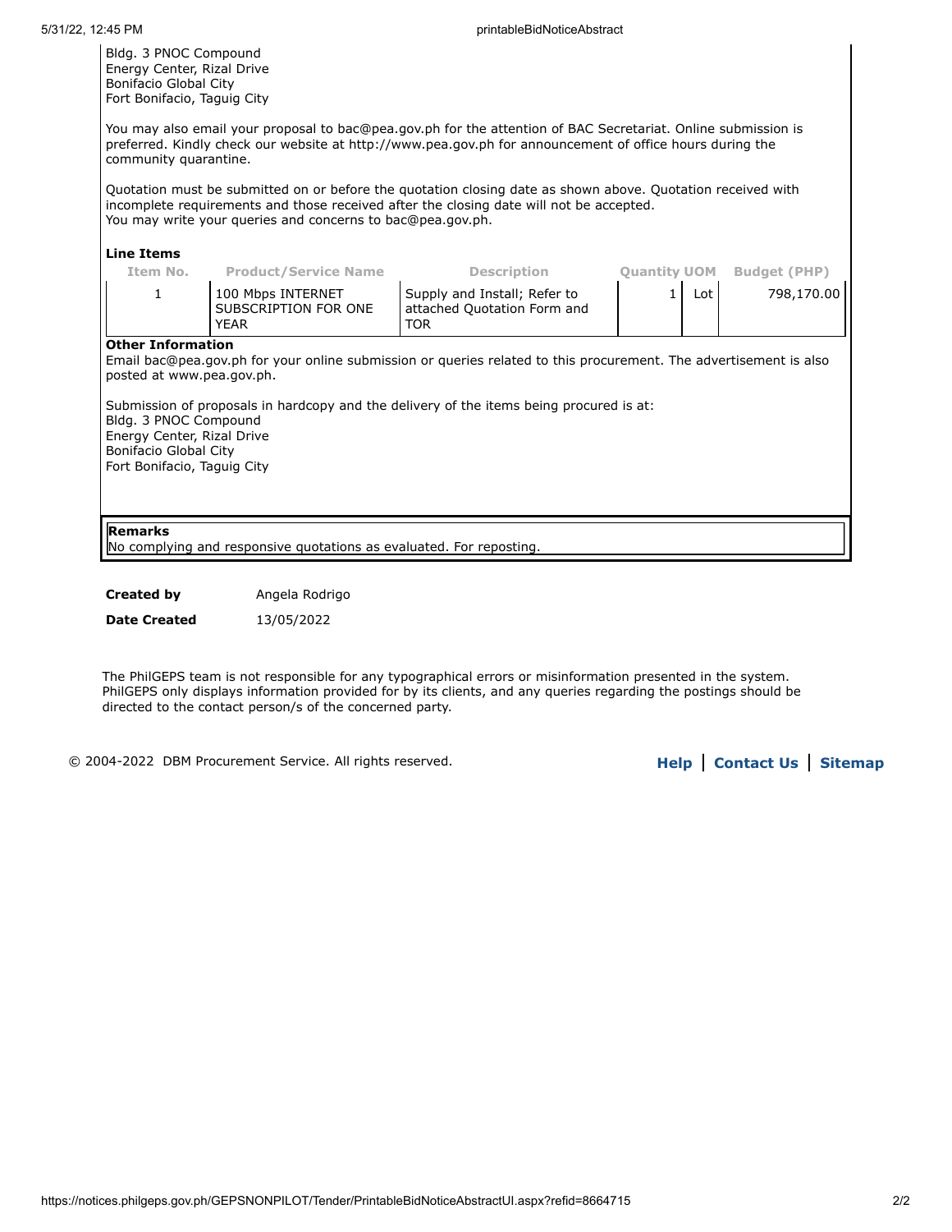Bldg. 3 PNOC Compound
Energy Center, Rizal Drive
Bonifacio Global City
Fort Bonifacio, Taguig City

You may also email your proposal to bac@pea.gov.ph for the attention of BAC Secretariat. Online submission is preferred. Kindly check our website at http://www.pea.gov.ph for announcement of office hours during the community quarantine.

Quotation must be submitted on or before the quotation closing date as shown above. Quotation received with incomplete requirements and those received after the closing date will not be accepted.
You may write your queries and concerns to bac@pea.gov.ph.

**Line Items**

| Item No. | Product/Service Name | Description | Quantity | UOM | Budget (PHP) |
|---|---|---|---|---|---|
| 1 | 100 Mbps INTERNET SUBSCRIPTION FOR ONE YEAR | Supply and Install; Refer to attached Quotation Form and TOR | 1 | Lot | 798,170.00 |

**Other Information**

Email bac@pea.gov.ph for your online submission or queries related to this procurement. The advertisement is also posted at www.pea.gov.ph.

Submission of proposals in hardcopy and the delivery of the items being procured is at:
Bldg. 3 PNOC Compound
Energy Center, Rizal Drive
Bonifacio Global City
Fort Bonifacio, Taguig City

**Remarks**

No complying and responsive quotations as evaluated. For reposting.

**Created by** Angela Rodrigo

**Date Created** 13/05/2022

The PhilGEPS team is not responsible for any typographical errors or misinformation presented in the system. PhilGEPS only displays information provided for by its clients, and any queries regarding the postings should be directed to the contact person/s of the concerned party.

© 2004-2022 DBM Procurement Service. All rights reserved.

**Help** | **Contact Us** | **Sitemap**